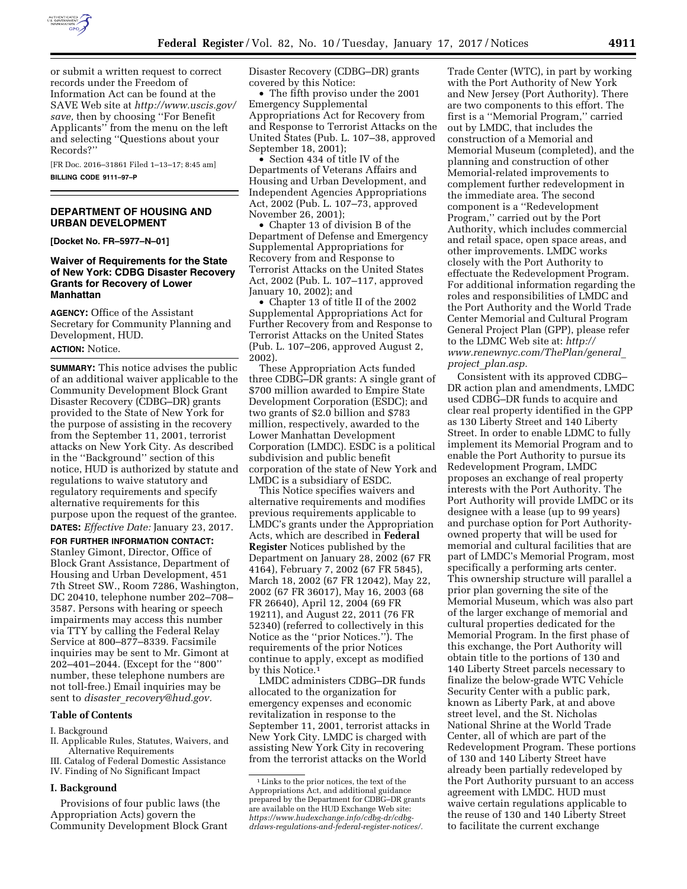or submit a written request to correct records under the Freedom of Information Act can be found at the SAVE Web site at *http://www.uscis.gov/save,* then by choosing ''For Benefit Applicants'' from the menu on the left and selecting ''Questions about your Records?''

[FR Doc. 2016–31861 Filed 1–13–17; 8:45 am]

**BILLING CODE 9111–97–P**

## DEPARTMENT OF HOUSING AND URBAN DEVELOPMENT

**[Docket No. FR–5977–N–01]**

### Waiver of Requirements for the State of New York: CDBG Disaster Recovery Grants for Recovery of Lower Manhattan

**AGENCY:** Office of the Assistant Secretary for Community Planning and Development, HUD.

**ACTION:** Notice.

**SUMMARY:** This notice advises the public of an additional waiver applicable to the Community Development Block Grant Disaster Recovery (CDBG–DR) grants provided to the State of New York for the purpose of assisting in the recovery from the September 11, 2001, terrorist attacks on New York City. As described in the ''Background'' section of this notice, HUD is authorized by statute and regulations to waive statutory and regulatory requirements and specify alternative requirements for this purpose upon the request of the grantee.

**DATES:** *Effective Date:* January 23, 2017.

**FOR FURTHER INFORMATION CONTACT:** Stanley Gimont, Director, Office of Block Grant Assistance, Department of Housing and Urban Development, 451 7th Street SW., Room 7286, Washington, DC 20410, telephone number 202–708–3587. Persons with hearing or speech impairments may access this number via TTY by calling the Federal Relay Service at 800–877–8339. Facsimile inquiries may be sent to Mr. Gimont at 202–401–2044. (Except for the ''800'' number, these telephone numbers are not toll-free.) Email inquiries may be sent to *disaster_recovery@hud.gov.*

**Table of Contents**

I. Background

II. Applicable Rules, Statutes, Waivers, and Alternative Requirements

III. Catalog of Federal Domestic Assistance

IV. Finding of No Significant Impact

**I. Background**

Provisions of four public laws (the Appropriation Acts) govern the Community Development Block Grant Disaster Recovery (CDBG–DR) grants covered by this Notice:

- The fifth proviso under the 2001 Emergency Supplemental Appropriations Act for Recovery from and Response to Terrorist Attacks on the United States (Pub. L. 107–38, approved September 18, 2001);
- Section 434 of title IV of the Departments of Veterans Affairs and Housing and Urban Development, and Independent Agencies Appropriations Act, 2002 (Pub. L. 107–73, approved November 26, 2001);
- Chapter 13 of division B of the Department of Defense and Emergency Supplemental Appropriations for Recovery from and Response to Terrorist Attacks on the United States Act, 2002 (Pub. L. 107–117, approved January 10, 2002); and
- Chapter 13 of title II of the 2002 Supplemental Appropriations Act for Further Recovery from and Response to Terrorist Attacks on the United States (Pub. L. 107–206, approved August 2, 2002).

These Appropriation Acts funded three CDBG–DR grants: A single grant of $700 million awarded to Empire State Development Corporation (ESDC); and two grants of $2.0 billion and $783 million, respectively, awarded to the Lower Manhattan Development Corporation (LMDC). ESDC is a political subdivision and public benefit corporation of the state of New York and LMDC is a subsidiary of ESDC.

This Notice specifies waivers and alternative requirements and modifies previous requirements applicable to LMDC's grants under the Appropriation Acts, which are described in **Federal Register** Notices published by the Department on January 28, 2002 (67 FR 4164), February 7, 2002 (67 FR 5845), March 18, 2002 (67 FR 12042), May 22, 2002 (67 FR 36017), May 16, 2003 (68 FR 26640), April 12, 2004 (69 FR 19211), and August 22, 2011 (76 FR 52340) (referred to collectively in this Notice as the ''prior Notices.''). The requirements of the prior Notices continue to apply, except as modified by this Notice.[1]

LMDC administers CDBG–DR funds allocated to the organization for emergency expenses and economic revitalization in response to the September 11, 2001, terrorist attacks in New York City. LMDC is charged with assisting New York City in recovering from the terrorist attacks on the World Trade Center (WTC), in part by working with the Port Authority of New York and New Jersey (Port Authority). There are two components to this effort. The first is a ''Memorial Program,'' carried out by LMDC, that includes the construction of a Memorial and Memorial Museum (completed), and the planning and construction of other Memorial-related improvements to complement further redevelopment in the immediate area. The second component is a ''Redevelopment Program,'' carried out by the Port Authority, which includes commercial and retail space, open space areas, and other improvements. LMDC works closely with the Port Authority to effectuate the Redevelopment Program. For additional information regarding the roles and responsibilities of LMDC and the Port Authority and the World Trade Center Memorial and Cultural Program General Project Plan (GPP), please refer to the LDMC Web site at: *http://www.renewnyc.com/ThePlan/general_project_plan.asp.*

Consistent with its approved CDBG–DR action plan and amendments, LMDC used CDBG–DR funds to acquire and clear real property identified in the GPP as 130 Liberty Street and 140 Liberty Street. In order to enable LDMC to fully implement its Memorial Program and to enable the Port Authority to pursue its Redevelopment Program, LMDC proposes an exchange of real property interests with the Port Authority. The Port Authority will provide LMDC or its designee with a lease (up to 99 years) and purchase option for Port Authority-owned property that will be used for memorial and cultural facilities that are part of LMDC's Memorial Program, most specifically a performing arts center. This ownership structure will parallel a prior plan governing the site of the Memorial Museum, which was also part of the larger exchange of memorial and cultural properties dedicated for the Memorial Program. In the first phase of this exchange, the Port Authority will obtain title to the portions of 130 and 140 Liberty Street parcels necessary to finalize the below-grade WTC Vehicle Security Center with a public park, known as Liberty Park, at and above street level, and the St. Nicholas National Shrine at the World Trade Center, all of which are part of the Redevelopment Program. These portions of 130 and 140 Liberty Street have already been partially redeveloped by the Port Authority pursuant to an access agreement with LMDC. HUD must waive certain regulations applicable to the reuse of 130 and 140 Liberty Street to facilitate the current exchange

[1] Links to the prior notices, the text of the Appropriations Act, and additional guidance prepared by the Department for CDBG–DR grants are available on the HUD Exchange Web site: *https://www.hudexchange.info/cdbg-dr/cdbg-drlaws-regulations-and-federal-register-notices/.*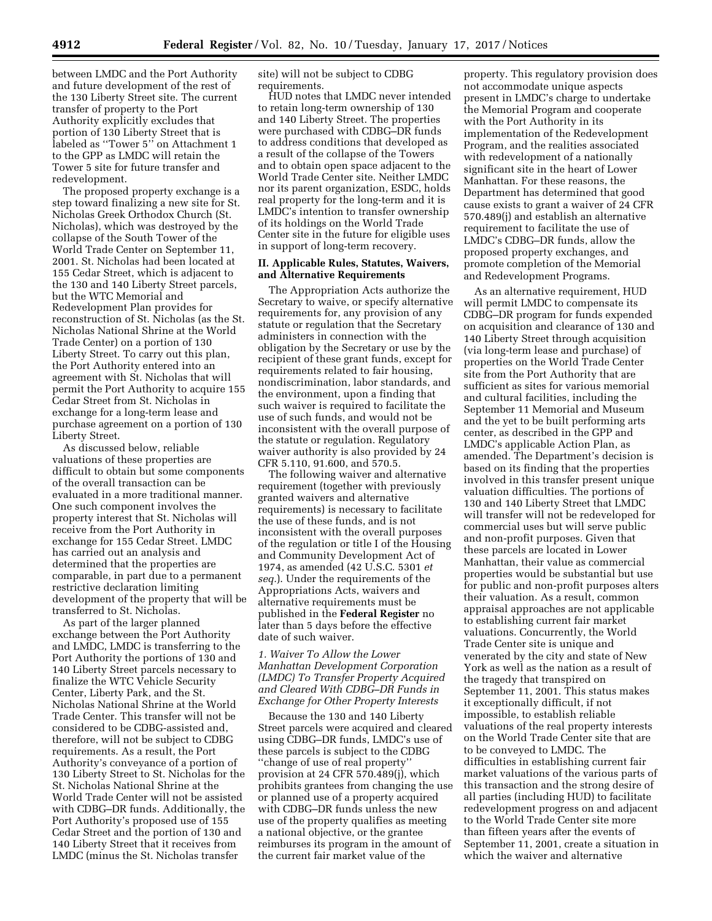between LMDC and the Port Authority and future development of the rest of the 130 Liberty Street site. The current transfer of property to the Port Authority explicitly excludes that portion of 130 Liberty Street that is labeled as ''Tower 5'' on Attachment 1 to the GPP as LMDC will retain the Tower 5 site for future transfer and redevelopment.

The proposed property exchange is a step toward finalizing a new site for St. Nicholas Greek Orthodox Church (St. Nicholas), which was destroyed by the collapse of the South Tower of the World Trade Center on September 11, 2001. St. Nicholas had been located at 155 Cedar Street, which is adjacent to the 130 and 140 Liberty Street parcels, but the WTC Memorial and Redevelopment Plan provides for reconstruction of St. Nicholas (as the St. Nicholas National Shrine at the World Trade Center) on a portion of 130 Liberty Street. To carry out this plan, the Port Authority entered into an agreement with St. Nicholas that will permit the Port Authority to acquire 155 Cedar Street from St. Nicholas in exchange for a long-term lease and purchase agreement on a portion of 130 Liberty Street.

As discussed below, reliable valuations of these properties are difficult to obtain but some components of the overall transaction can be evaluated in a more traditional manner. One such component involves the property interest that St. Nicholas will receive from the Port Authority in exchange for 155 Cedar Street. LMDC has carried out an analysis and determined that the properties are comparable, in part due to a permanent restrictive declaration limiting development of the property that will be transferred to St. Nicholas.

As part of the larger planned exchange between the Port Authority and LMDC, LMDC is transferring to the Port Authority the portions of 130 and 140 Liberty Street parcels necessary to finalize the WTC Vehicle Security Center, Liberty Park, and the St. Nicholas National Shrine at the World Trade Center. This transfer will not be considered to be CDBG-assisted and, therefore, will not be subject to CDBG requirements. As a result, the Port Authority's conveyance of a portion of 130 Liberty Street to St. Nicholas for the St. Nicholas National Shrine at the World Trade Center will not be assisted with CDBG–DR funds. Additionally, the Port Authority's proposed use of 155 Cedar Street and the portion of 130 and 140 Liberty Street that it receives from LMDC (minus the St. Nicholas transfer site) will not be subject to CDBG requirements.

HUD notes that LMDC never intended to retain long-term ownership of 130 and 140 Liberty Street. The properties were purchased with CDBG–DR funds to address conditions that developed as a result of the collapse of the Towers and to obtain open space adjacent to the World Trade Center site. Neither LMDC nor its parent organization, ESDC, holds real property for the long-term and it is LMDC's intention to transfer ownership of its holdings on the World Trade Center site in the future for eligible uses in support of long-term recovery.

## II. Applicable Rules, Statutes, Waivers, and Alternative Requirements

The Appropriation Acts authorize the Secretary to waive, or specify alternative requirements for, any provision of any statute or regulation that the Secretary administers in connection with the obligation by the Secretary or use by the recipient of these grant funds, except for requirements related to fair housing, nondiscrimination, labor standards, and the environment, upon a finding that such waiver is required to facilitate the use of such funds, and would not be inconsistent with the overall purpose of the statute or regulation. Regulatory waiver authority is also provided by 24 CFR 5.110, 91.600, and 570.5.

The following waiver and alternative requirement (together with previously granted waivers and alternative requirements) is necessary to facilitate the use of these funds, and is not inconsistent with the overall purposes of the regulation or title I of the Housing and Community Development Act of 1974, as amended (42 U.S.C. 5301 *et seq.*). Under the requirements of the Appropriations Acts, waivers and alternative requirements must be published in the **Federal Register** no later than 5 days before the effective date of such waiver.

### *1. Waiver To Allow the Lower Manhattan Development Corporation (LMDC) To Transfer Property Acquired and Cleared With CDBG–DR Funds in Exchange for Other Property Interests*

Because the 130 and 140 Liberty Street parcels were acquired and cleared using CDBG–DR funds, LMDC's use of these parcels is subject to the CDBG ''change of use of real property'' provision at 24 CFR 570.489(j), which prohibits grantees from changing the use or planned use of a property acquired with CDBG–DR funds unless the new use of the property qualifies as meeting a national objective, or the grantee reimburses its program in the amount of the current fair market value of the property. This regulatory provision does not accommodate unique aspects present in LMDC's charge to undertake the Memorial Program and cooperate with the Port Authority in its implementation of the Redevelopment Program, and the realities associated with redevelopment of a nationally significant site in the heart of Lower Manhattan. For these reasons, the Department has determined that good cause exists to grant a waiver of 24 CFR 570.489(j) and establish an alternative requirement to facilitate the use of LMDC's CDBG–DR funds, allow the proposed property exchanges, and promote completion of the Memorial and Redevelopment Programs.

As an alternative requirement, HUD will permit LMDC to compensate its CDBG–DR program for funds expended on acquisition and clearance of 130 and 140 Liberty Street through acquisition (via long-term lease and purchase) of properties on the World Trade Center site from the Port Authority that are sufficient as sites for various memorial and cultural facilities, including the September 11 Memorial and Museum and the yet to be built performing arts center, as described in the GPP and LMDC's applicable Action Plan, as amended. The Department's decision is based on its finding that the properties involved in this transfer present unique valuation difficulties. The portions of 130 and 140 Liberty Street that LMDC will transfer will not be redeveloped for commercial uses but will serve public and non-profit purposes. Given that these parcels are located in Lower Manhattan, their value as commercial properties would be substantial but use for public and non-profit purposes alters their valuation. As a result, common appraisal approaches are not applicable to establishing current fair market valuations. Concurrently, the World Trade Center site is unique and venerated by the city and state of New York as well as the nation as a result of the tragedy that transpired on September 11, 2001. This status makes it exceptionally difficult, if not impossible, to establish reliable valuations of the real property interests on the World Trade Center site that are to be conveyed to LMDC. The difficulties in establishing current fair market valuations of the various parts of this transaction and the strong desire of all parties (including HUD) to facilitate redevelopment progress on and adjacent to the World Trade Center site more than fifteen years after the events of September 11, 2001, create a situation in which the waiver and alternative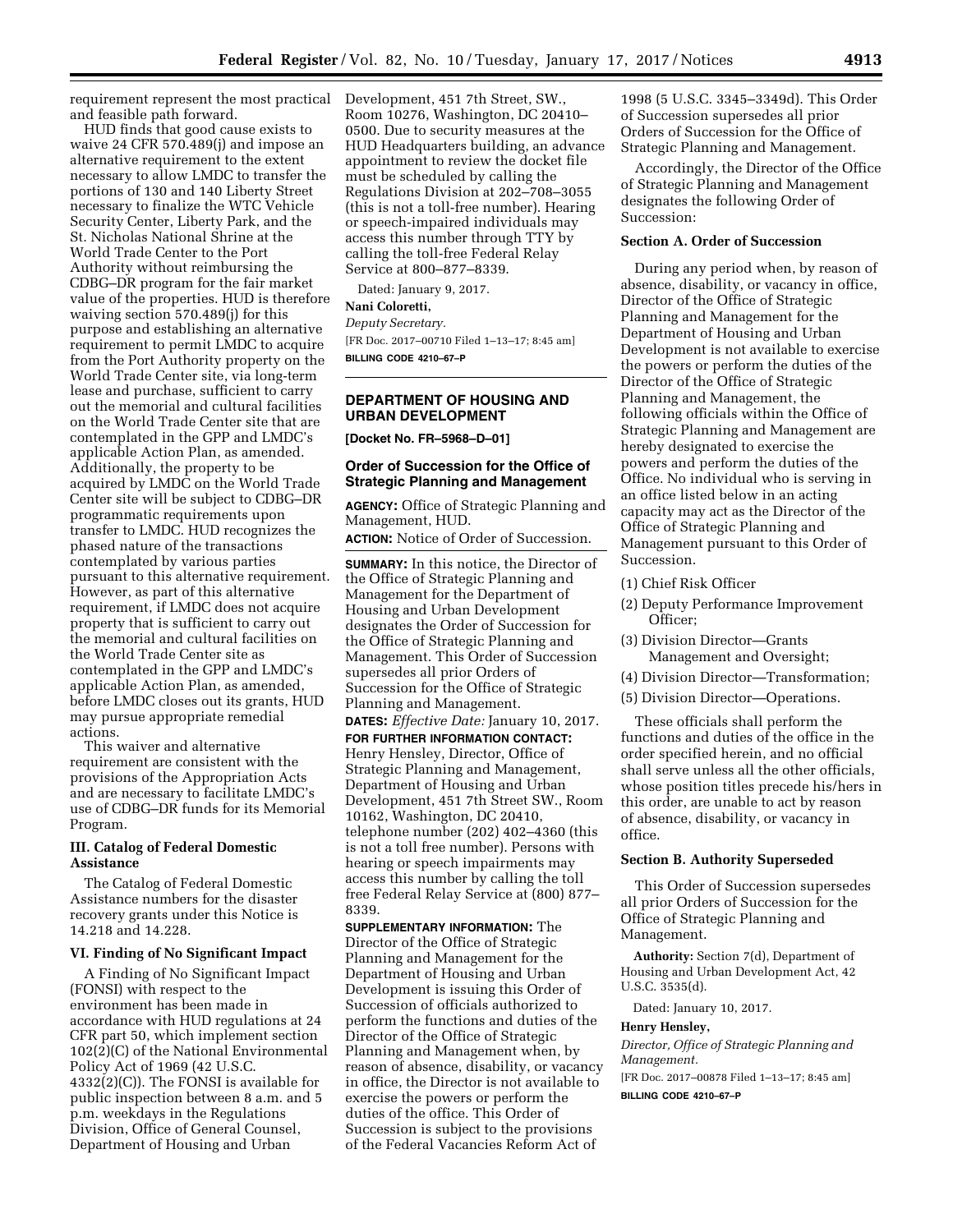requirement represent the most practical and feasible path forward.

HUD finds that good cause exists to waive 24 CFR 570.489(j) and impose an alternative requirement to the extent necessary to allow LMDC to transfer the portions of 130 and 140 Liberty Street necessary to finalize the WTC Vehicle Security Center, Liberty Park, and the St. Nicholas National Shrine at the World Trade Center to the Port Authority without reimbursing the CDBG–DR program for the fair market value of the properties. HUD is therefore waiving section 570.489(j) for this purpose and establishing an alternative requirement to permit LMDC to acquire from the Port Authority property on the World Trade Center site, via long-term lease and purchase, sufficient to carry out the memorial and cultural facilities on the World Trade Center site that are contemplated in the GPP and LMDC's applicable Action Plan, as amended. Additionally, the property to be acquired by LMDC on the World Trade Center site will be subject to CDBG–DR programmatic requirements upon transfer to LMDC. HUD recognizes the phased nature of the transactions contemplated by various parties pursuant to this alternative requirement. However, as part of this alternative requirement, if LMDC does not acquire property that is sufficient to carry out the memorial and cultural facilities on the World Trade Center site as contemplated in the GPP and LMDC's applicable Action Plan, as amended, before LMDC closes out its grants, HUD may pursue appropriate remedial actions.

This waiver and alternative requirement are consistent with the provisions of the Appropriation Acts and are necessary to facilitate LMDC's use of CDBG–DR funds for its Memorial Program.

### III. Catalog of Federal Domestic Assistance

The Catalog of Federal Domestic Assistance numbers for the disaster recovery grants under this Notice is 14.218 and 14.228.

### VI. Finding of No Significant Impact

A Finding of No Significant Impact (FONSI) with respect to the environment has been made in accordance with HUD regulations at 24 CFR part 50, which implement section 102(2)(C) of the National Environmental Policy Act of 1969 (42 U.S.C. 4332(2)(C)). The FONSI is available for public inspection between 8 a.m. and 5 p.m. weekdays in the Regulations Division, Office of General Counsel, Department of Housing and Urban Development, 451 7th Street, SW., Room 10276, Washington, DC 20410–0500. Due to security measures at the HUD Headquarters building, an advance appointment to review the docket file must be scheduled by calling the Regulations Division at 202–708–3055 (this is not a toll-free number). Hearing or speech-impaired individuals may access this number through TTY by calling the toll-free Federal Relay Service at 800–877–8339.

Dated: January 9, 2017.

**Nani Coloretti,**

*Deputy Secretary.*

[FR Doc. 2017–00710 Filed 1–13–17; 8:45 am]

**BILLING CODE 4210–67–P**

---

## DEPARTMENT OF HOUSING AND URBAN DEVELOPMENT

**[Docket No. FR–5968–D–01]**

### Order of Succession for the Office of Strategic Planning and Management

**AGENCY:** Office of Strategic Planning and Management, HUD.

**ACTION:** Notice of Order of Succession.

**SUMMARY:** In this notice, the Director of the Office of Strategic Planning and Management for the Department of Housing and Urban Development designates the Order of Succession for the Office of Strategic Planning and Management. This Order of Succession supersedes all prior Orders of Succession for the Office of Strategic Planning and Management.

**DATES:** *Effective Date:* January 10, 2017.

**FOR FURTHER INFORMATION CONTACT:** Henry Hensley, Director, Office of Strategic Planning and Management, Department of Housing and Urban Development, 451 7th Street SW., Room 10162, Washington, DC 20410, telephone number (202) 402–4360 (this is not a toll free number). Persons with hearing or speech impairments may access this number by calling the toll free Federal Relay Service at (800) 877–8339.

**SUPPLEMENTARY INFORMATION:** The Director of the Office of Strategic Planning and Management for the Department of Housing and Urban Development is issuing this Order of Succession of officials authorized to perform the functions and duties of the Director of the Office of Strategic Planning and Management when, by reason of absence, disability, or vacancy in office, the Director is not available to exercise the powers or perform the duties of the office. This Order of Succession is subject to the provisions of the Federal Vacancies Reform Act of 1998 (5 U.S.C. 3345–3349d). This Order of Succession supersedes all prior Orders of Succession for the Office of Strategic Planning and Management.

Accordingly, the Director of the Office of Strategic Planning and Management designates the following Order of Succession:

#### Section A. Order of Succession

During any period when, by reason of absence, disability, or vacancy in office, Director of the Office of Strategic Planning and Management for the Department of Housing and Urban Development is not available to exercise the powers or perform the duties of the Director of the Office of Strategic Planning and Management, the following officials within the Office of Strategic Planning and Management are hereby designated to exercise the powers and perform the duties of the Office. No individual who is serving in an office listed below in an acting capacity may act as the Director of the Office of Strategic Planning and Management pursuant to this Order of Succession.

(1) Chief Risk Officer

(2) Deputy Performance Improvement Officer;

(3) Division Director—Grants Management and Oversight;

(4) Division Director—Transformation;

(5) Division Director—Operations.

These officials shall perform the functions and duties of the office in the order specified herein, and no official shall serve unless all the other officials, whose position titles precede his/hers in this order, are unable to act by reason of absence, disability, or vacancy in office.

#### Section B. Authority Superseded

This Order of Succession supersedes all prior Orders of Succession for the Office of Strategic Planning and Management.

**Authority:** Section 7(d), Department of Housing and Urban Development Act, 42 U.S.C. 3535(d).

Dated: January 10, 2017.

**Henry Hensley,**

*Director, Office of Strategic Planning and Management.*

[FR Doc. 2017–00878 Filed 1–13–17; 8:45 am]

**BILLING CODE 4210–67–P**